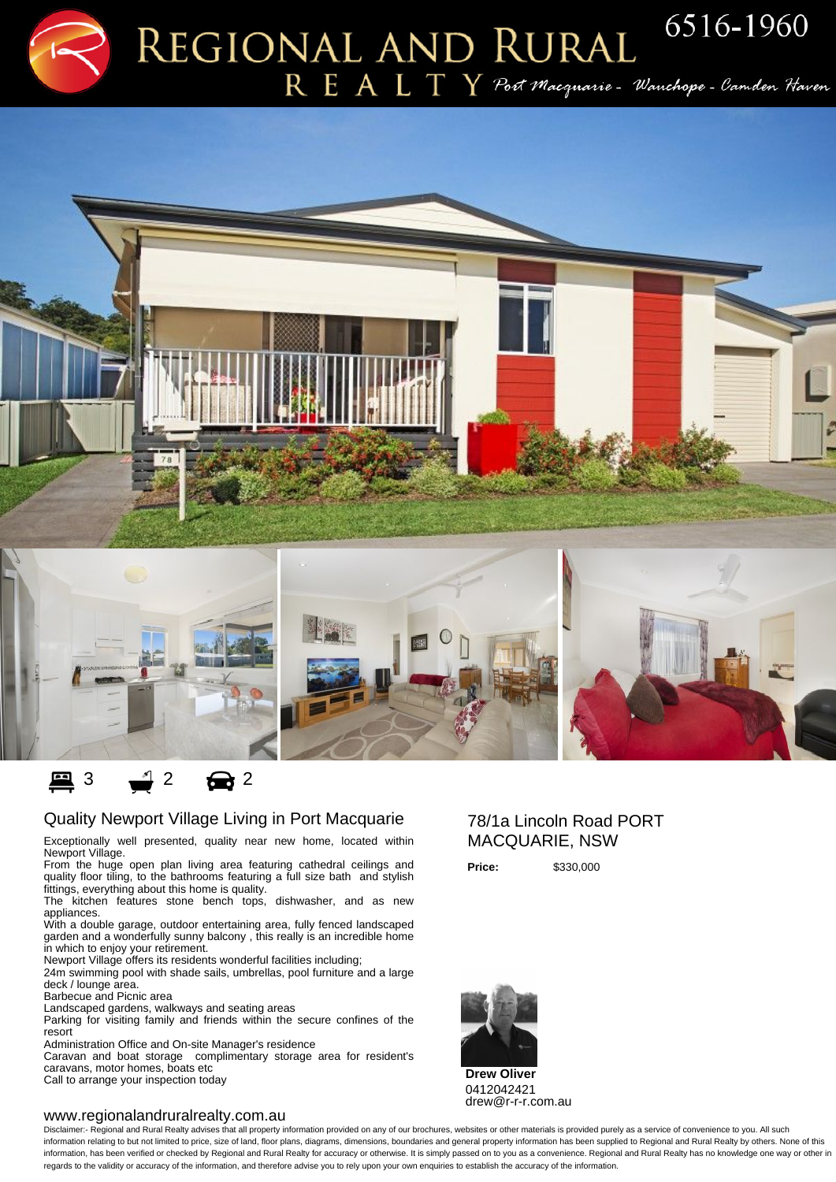# REGIONAL AND RURAL REALTY

6516-1960

*Port Macquarie - Wauchope - Camden Haven*

3 2 2

## Quality Newport Village Living in Port Macquarie

Exceptionally well presented, quality near new home, located within Newport Village.
From the huge open plan living area featuring cathedral ceilings and quality floor tiling, to the bathrooms featuring a full size bath and stylish fittings, everything about this home is quality.
The kitchen features stone bench tops, dishwasher, and as new appliances.
With a double garage, outdoor entertaining area, fully fenced landscaped garden and a wonderfully sunny balcony , this really is an incredible home in which to enjoy your retirement.
Newport Village offers its residents wonderful facilities including;
24m swimming pool with shade sails, umbrellas, pool furniture and a large deck / lounge area.
Barbecue and Picnic area
Landscaped gardens, walkways and seating areas
Parking for visiting family and friends within the secure confines of the resort
Administration Office and On-site Manager's residence
Caravan and boat storage complimentary storage area for resident's caravans, motor homes, boats etc
Call to arrange your inspection today

## 78/1a Lincoln Road PORT MACQUARIE, NSW

**Price:** $330,000

**Drew Oliver**
0412042421
drew@r-r-r.com.au

www.regionalandruralrealty.com.au

Disclaimer:- Regional and Rural Realty advises that all property information provided on any of our brochures, websites or other materials is provided purely as a service of convenience to you. All such information relating to but not limited to price, size of land, floor plans, diagrams, dimensions, boundaries and general property information has been supplied to Regional and Rural Realty by others. None of this information, has been verified or checked by Regional and Rural Realty for accuracy or otherwise. It is simply passed on to you as a convenience. Regional and Rural Realty has no knowledge one way or other in regards to the validity or accuracy of the information, and therefore advise you to rely upon your own enquiries to establish the accuracy of the information.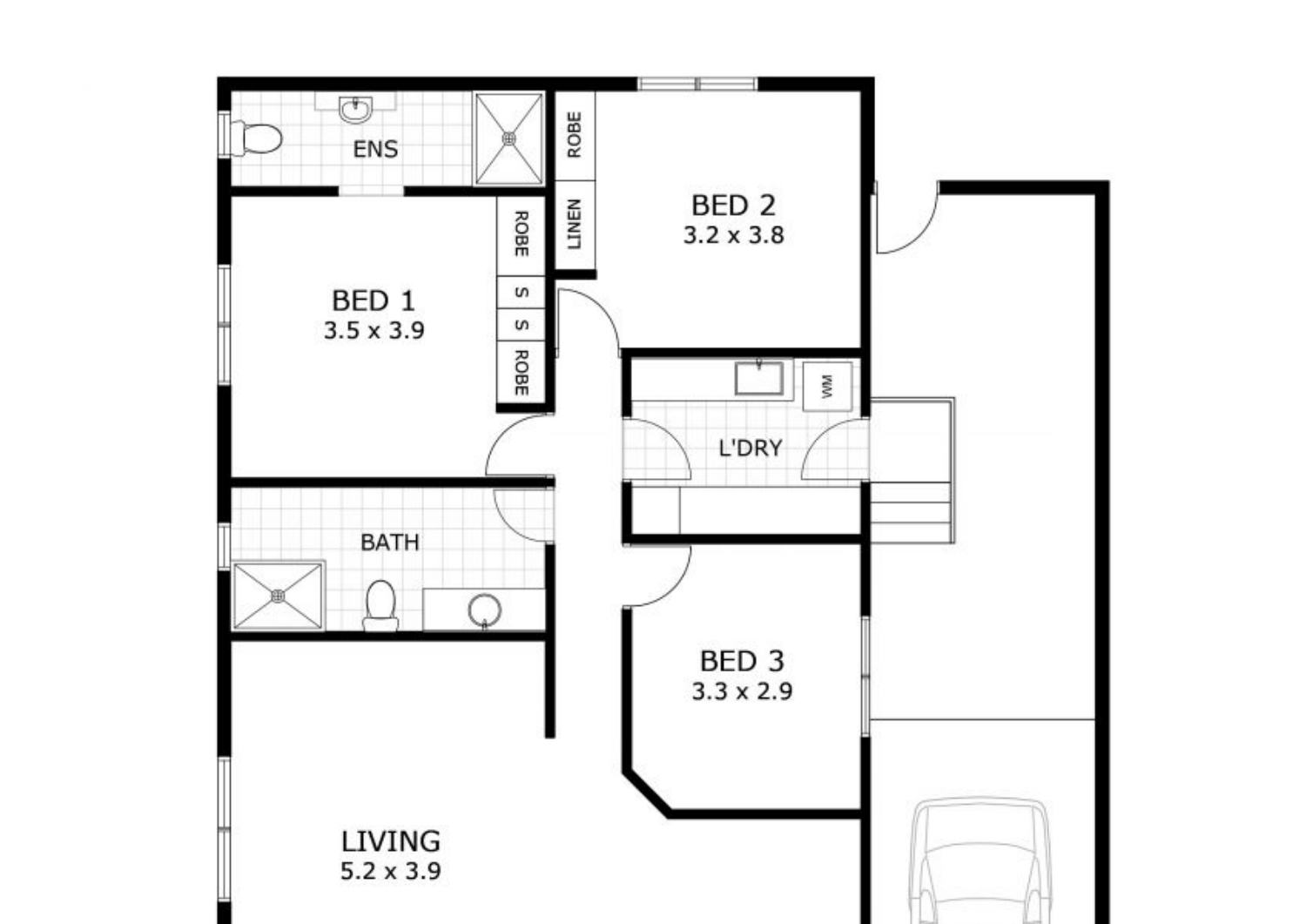ENS

ROBE

LINEN

BED 2
3.2 x 3.8

ROBE

S

S

ROBE

BED 1
3.5 x 3.9

WM

L'DRY

BATH

BED 3
3.3 x 2.9

LIVING
5.2 x 3.9